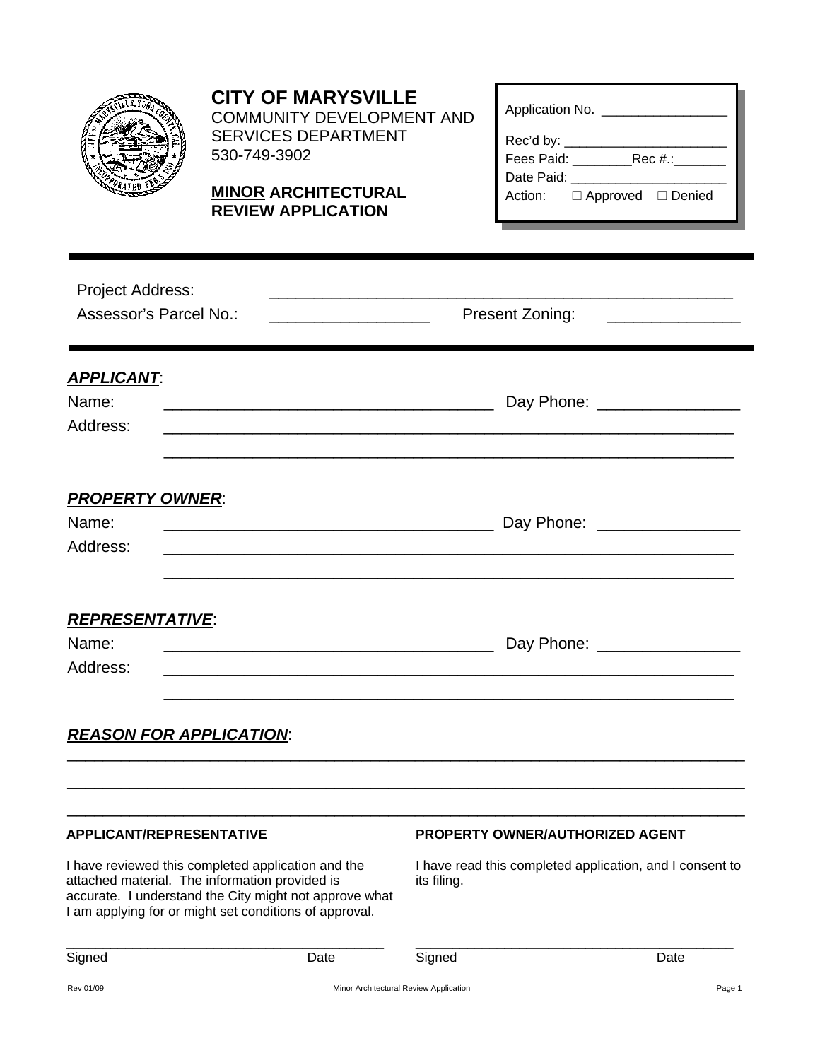# CITY OF MARYSVILLE

COMMUNITY DEVELOPMENT AND SERVICES DEPARTMENT
530-749-3902

## **MINOR** ARCHITECTURAL REVIEW APPLICATION

Application No. _________________

Rec'd by: ______________________
Fees Paid: ________Rec #.:_______
Date Paid: _____________________
Action: ☐ Approved ☐ Denied

---

Project Address: ______________________________________________________

Assessor's Parcel No.: __________________ Present Zoning: ______________

---

***APPLICANT***:

Name: ______________________________________ Day Phone: ________________

Address: _________________________________________________________________

_________________________________________________________________

***PROPERTY OWNER***:

Name: ______________________________________ Day Phone: ________________

Address: _________________________________________________________________

_________________________________________________________________

***REPRESENTATIVE***:

Name: ______________________________________ Day Phone: ________________

Address: _________________________________________________________________

_________________________________________________________________

***REASON FOR APPLICATION***:

______________________________________________________________________________

______________________________________________________________________________

______________________________________________________________________________

**APPLICANT/REPRESENTATIVE**

I have reviewed this completed application and the attached material. The information provided is accurate. I understand the City might not approve what I am applying for or might set conditions of approval.

_________________________________________
Signed Date

**PROPERTY OWNER/AUTHORIZED AGENT**

I have read this completed application, and I consent to its filing.

_________________________________________
Signed Date

Rev 01/09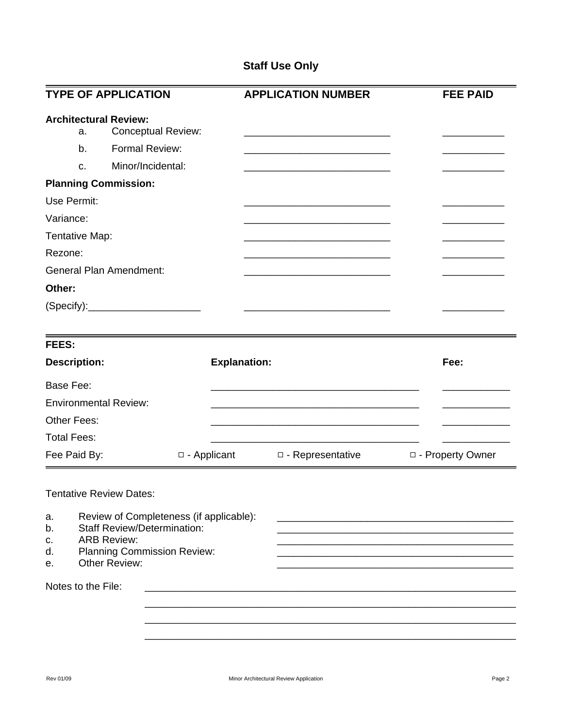## Staff Use Only

| TYPE OF APPLICATION | APPLICATION NUMBER | FEE PAID |
|---|---|---|
| **Architectural Review:** | | |
| a. Conceptual Review: | ___________________________ | ___________ |
| b. Formal Review: | ___________________________ | ___________ |
| c. Minor/Incidental: | ___________________________ | ___________ |
| **Planning Commission:** | | |
| Use Permit: | ___________________________ | ___________ |
| Variance: | ___________________________ | ___________ |
| Tentative Map: | ___________________________ | ___________ |
| Rezone: | ___________________________ | ___________ |
| General Plan Amendment: | ___________________________ | ___________ |
| **Other:** | | |
| (Specify):____________________ | ___________________________ | ___________ |

**FEES:**

| Description: | Explanation: | Fee: |
|---|---|---|
| Base Fee: | _____________________________________ | ____________ |
| Environmental Review: | _____________________________________ | ____________ |
| Other Fees: | _____________________________________ | ____________ |
| Total Fees: | _____________________________________ | ____________ |

Fee Paid By: □ - Applicant □ - Representative □ - Property Owner

Tentative Review Dates:

a. Review of Completeness (if applicable): ________________________________________

b. Staff Review/Determination: ________________________________________

c. ARB Review: ________________________________________

d. Planning Commission Review: ________________________________________

e. Other Review: ________________________________________

Notes to the File: ________________________________________________________________

________________________________________________________________

________________________________________________________________

________________________________________________________________

Rev 01/09 Minor Architectural Review Application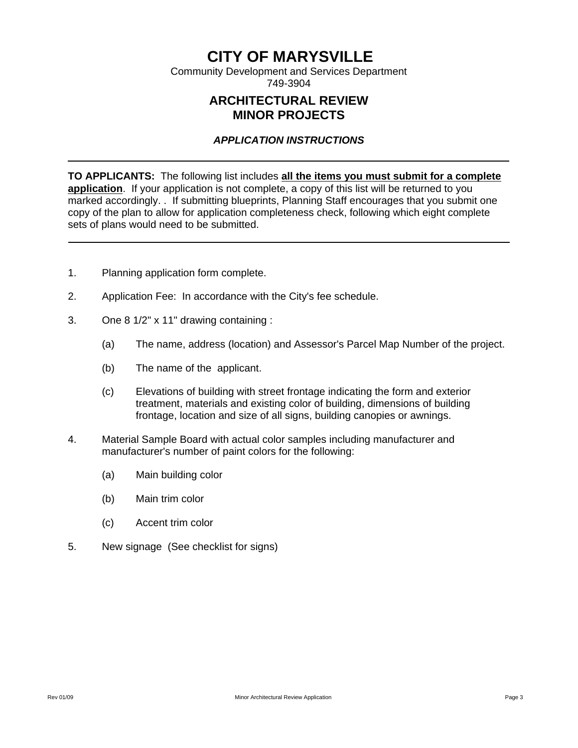# CITY OF MARYSVILLE

Community Development and Services Department
749-3904

## ARCHITECTURAL REVIEW
## MINOR PROJECTS

***APPLICATION INSTRUCTIONS***

---

**TO APPLICANTS:** The following list includes **all the items you must submit for a complete application**. If your application is not complete, a copy of this list will be returned to you marked accordingly. . If submitting blueprints, Planning Staff encourages that you submit one copy of the plan to allow for application completeness check, following which eight complete sets of plans would need to be submitted.

---

1. Planning application form complete.

2. Application Fee: In accordance with the City's fee schedule.

3. One 8 1/2" x 11" drawing containing :

   (a) The name, address (location) and Assessor's Parcel Map Number of the project.

   (b) The name of the applicant.

   (c) Elevations of building with street frontage indicating the form and exterior treatment, materials and existing color of building, dimensions of building frontage, location and size of all signs, building canopies or awnings.

4. Material Sample Board with actual color samples including manufacturer and manufacturer's number of paint colors for the following:

   (a) Main building color

   (b) Main trim color

   (c) Accent trim color

5. New signage (See checklist for signs)